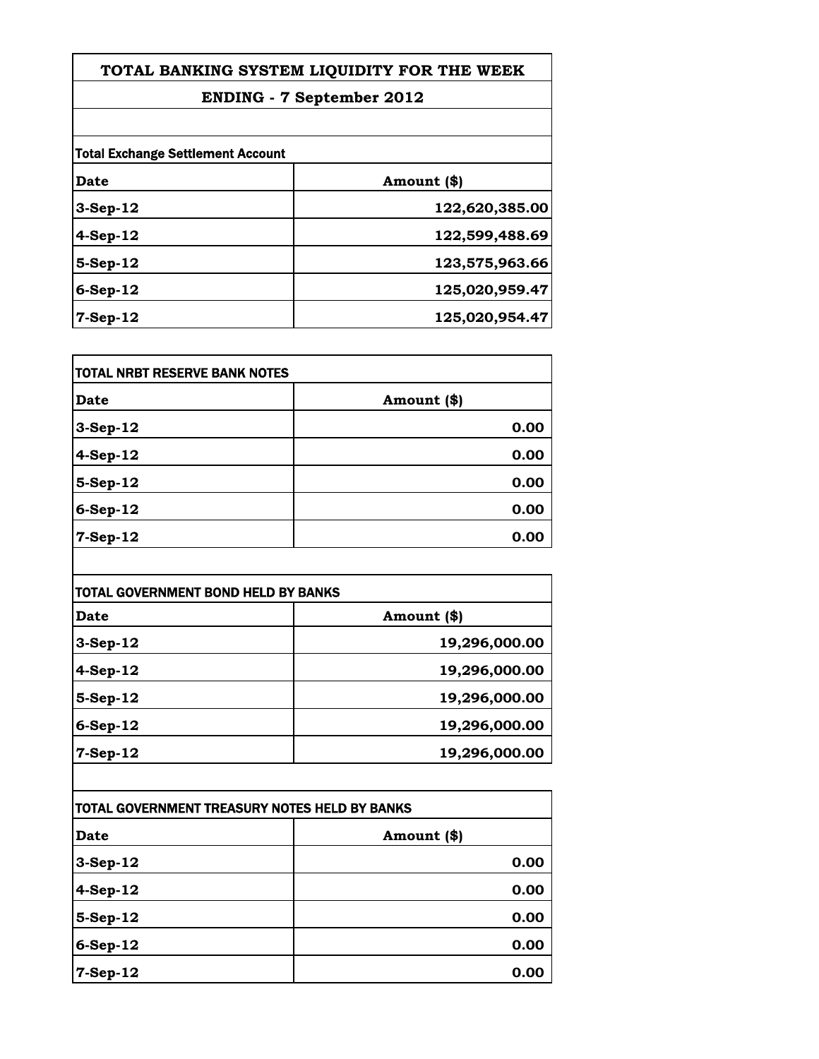# TOTAL BANKING SYSTEM LIQUIDITY FOR THE WEEK

## ENDING - 7 September 2012

**Total Exchange Settlement Account**

| Date | Amount ($) |
|---|---|
| 3-Sep-12 | 122,620,385.00 |
| 4-Sep-12 | 122,599,488.69 |
| 5-Sep-12 | 123,575,963.66 |
| 6-Sep-12 | 125,020,959.47 |
| 7-Sep-12 | 125,020,954.47 |

**TOTAL NRBT RESERVE BANK NOTES**

| Date | Amount ($) |
|---|---|
| 3-Sep-12 | 0.00 |
| 4-Sep-12 | 0.00 |
| 5-Sep-12 | 0.00 |
| 6-Sep-12 | 0.00 |
| 7-Sep-12 | 0.00 |

**TOTAL GOVERNMENT BOND HELD BY BANKS**

| Date | Amount ($) |
|---|---|
| 3-Sep-12 | 19,296,000.00 |
| 4-Sep-12 | 19,296,000.00 |
| 5-Sep-12 | 19,296,000.00 |
| 6-Sep-12 | 19,296,000.00 |
| 7-Sep-12 | 19,296,000.00 |

**TOTAL GOVERNMENT TREASURY NOTES HELD BY BANKS**

| Date | Amount ($) |
|---|---|
| 3-Sep-12 | 0.00 |
| 4-Sep-12 | 0.00 |
| 5-Sep-12 | 0.00 |
| 6-Sep-12 | 0.00 |
| 7-Sep-12 | 0.00 |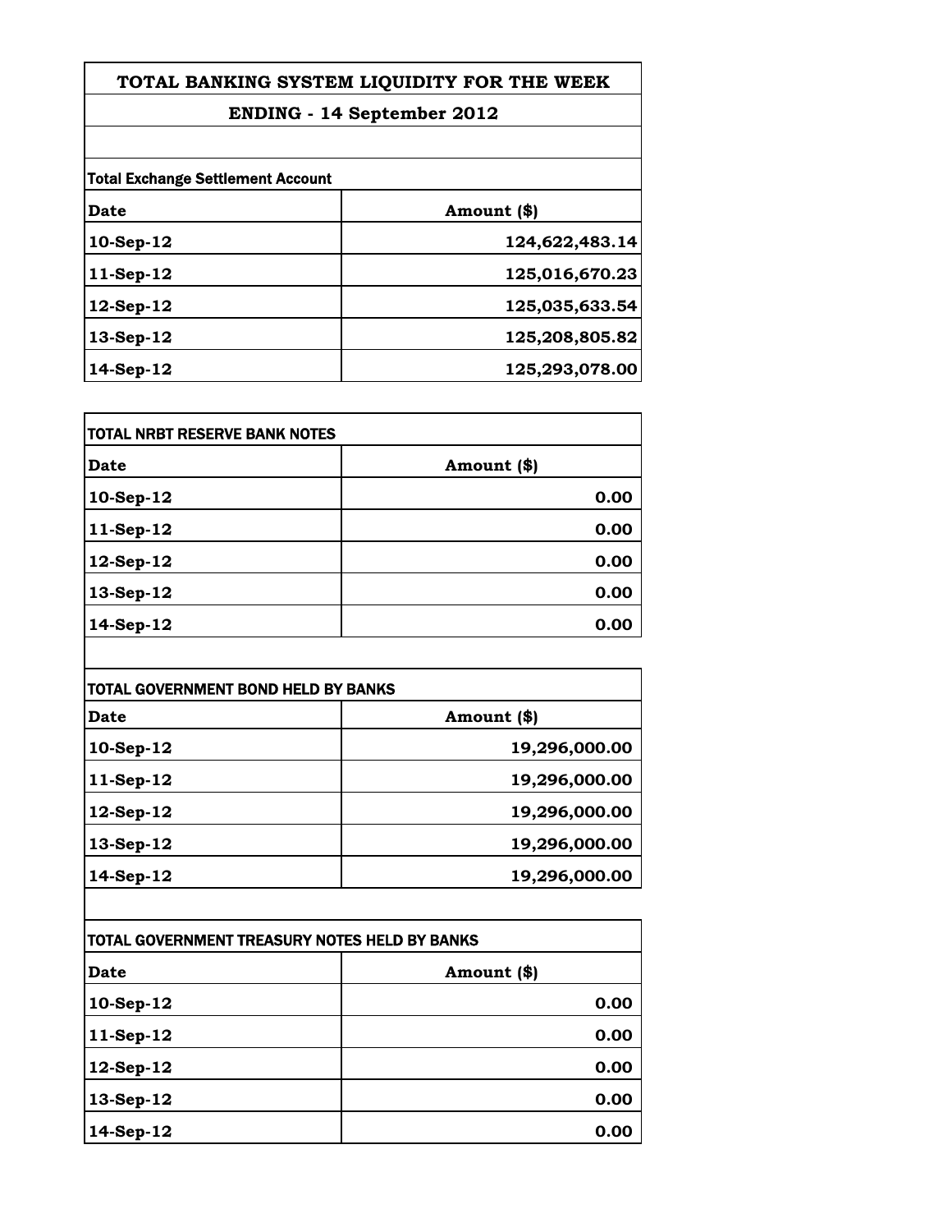# TOTAL BANKING SYSTEM LIQUIDITY FOR THE WEEK

## ENDING - 14 September 2012

**Total Exchange Settlement Account**

| Date | Amount ($) |
|---|---|
| 10-Sep-12 | 124,622,483.14 |
| 11-Sep-12 | 125,016,670.23 |
| 12-Sep-12 | 125,035,633.54 |
| 13-Sep-12 | 125,208,805.82 |
| 14-Sep-12 | 125,293,078.00 |

**TOTAL NRBT RESERVE BANK NOTES**

| Date | Amount ($) |
|---|---|
| 10-Sep-12 | 0.00 |
| 11-Sep-12 | 0.00 |
| 12-Sep-12 | 0.00 |
| 13-Sep-12 | 0.00 |
| 14-Sep-12 | 0.00 |

**TOTAL GOVERNMENT BOND HELD BY BANKS**

| Date | Amount ($) |
|---|---|
| 10-Sep-12 | 19,296,000.00 |
| 11-Sep-12 | 19,296,000.00 |
| 12-Sep-12 | 19,296,000.00 |
| 13-Sep-12 | 19,296,000.00 |
| 14-Sep-12 | 19,296,000.00 |

**TOTAL GOVERNMENT TREASURY NOTES HELD BY BANKS**

| Date | Amount ($) |
|---|---|
| 10-Sep-12 | 0.00 |
| 11-Sep-12 | 0.00 |
| 12-Sep-12 | 0.00 |
| 13-Sep-12 | 0.00 |
| 14-Sep-12 | 0.00 |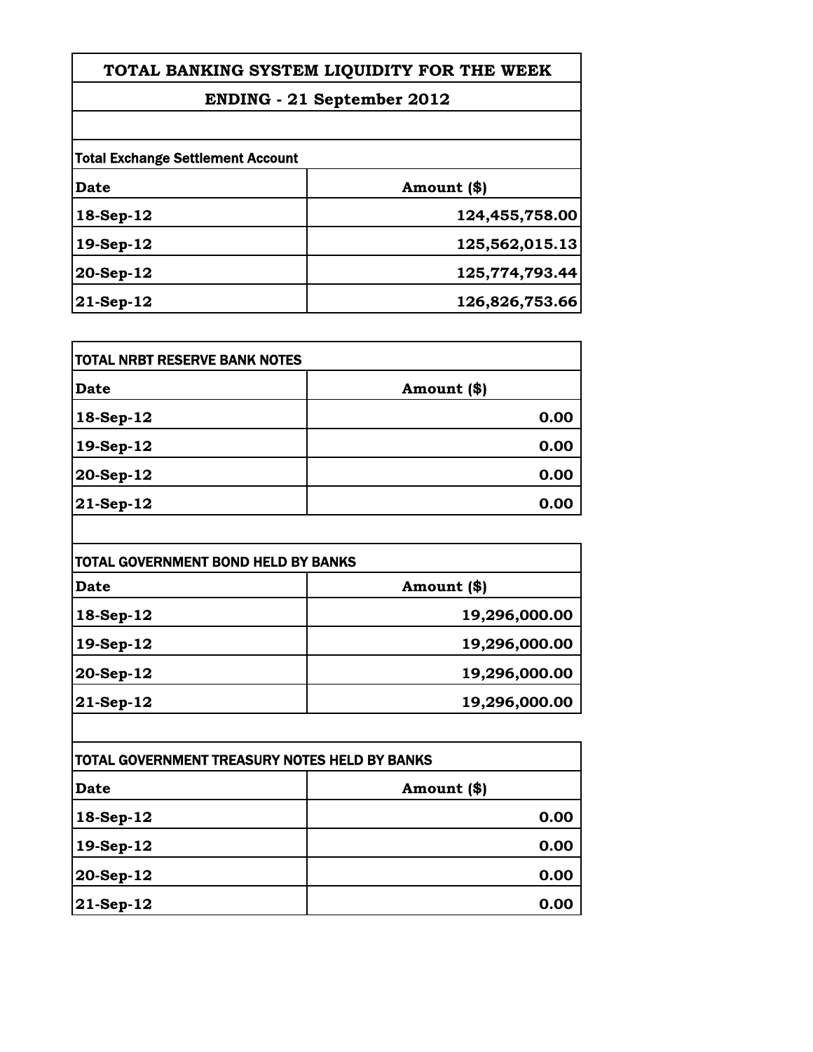# TOTAL BANKING SYSTEM LIQUIDITY FOR THE WEEK

## ENDING - 21 September 2012

**Total Exchange Settlement Account**

| Date | Amount ($) |
| --- | --- |
| 18-Sep-12 | 124,455,758.00 |
| 19-Sep-12 | 125,562,015.13 |
| 20-Sep-12 | 125,774,793.44 |
| 21-Sep-12 | 126,826,753.66 |

**TOTAL NRBT RESERVE BANK NOTES**

| Date | Amount ($) |
| --- | --- |
| 18-Sep-12 | 0.00 |
| 19-Sep-12 | 0.00 |
| 20-Sep-12 | 0.00 |
| 21-Sep-12 | 0.00 |

**TOTAL GOVERNMENT BOND HELD BY BANKS**

| Date | Amount ($) |
| --- | --- |
| 18-Sep-12 | 19,296,000.00 |
| 19-Sep-12 | 19,296,000.00 |
| 20-Sep-12 | 19,296,000.00 |
| 21-Sep-12 | 19,296,000.00 |

**TOTAL GOVERNMENT TREASURY NOTES HELD BY BANKS**

| Date | Amount ($) |
| --- | --- |
| 18-Sep-12 | 0.00 |
| 19-Sep-12 | 0.00 |
| 20-Sep-12 | 0.00 |
| 21-Sep-12 | 0.00 |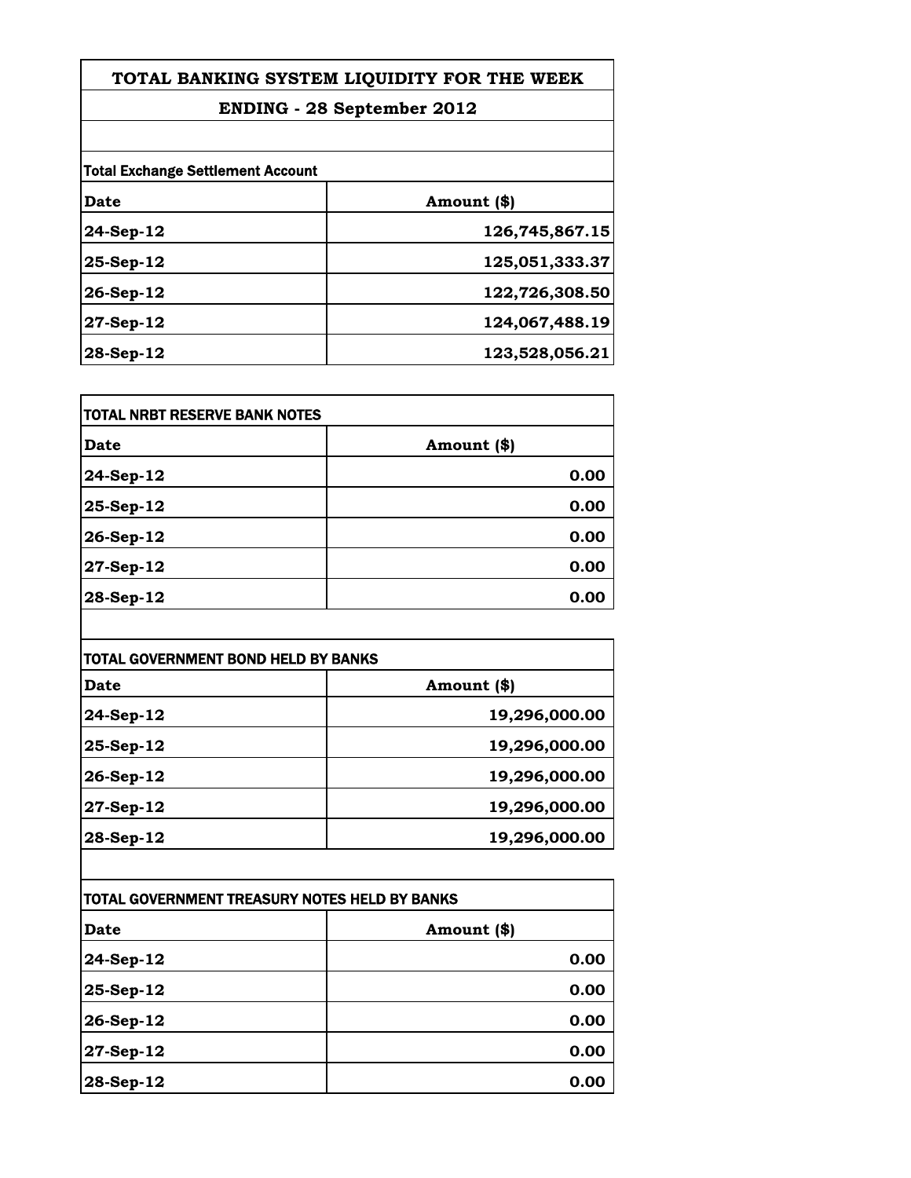# TOTAL BANKING SYSTEM LIQUIDITY FOR THE WEEK

## ENDING - 28 September 2012

**Total Exchange Settlement Account**

| Date | Amount ($) |
|---|---|
| 24-Sep-12 | 126,745,867.15 |
| 25-Sep-12 | 125,051,333.37 |
| 26-Sep-12 | 122,726,308.50 |
| 27-Sep-12 | 124,067,488.19 |
| 28-Sep-12 | 123,528,056.21 |

**TOTAL NRBT RESERVE BANK NOTES**

| Date | Amount ($) |
|---|---|
| 24-Sep-12 | 0.00 |
| 25-Sep-12 | 0.00 |
| 26-Sep-12 | 0.00 |
| 27-Sep-12 | 0.00 |
| 28-Sep-12 | 0.00 |

**TOTAL GOVERNMENT BOND HELD BY BANKS**

| Date | Amount ($) |
|---|---|
| 24-Sep-12 | 19,296,000.00 |
| 25-Sep-12 | 19,296,000.00 |
| 26-Sep-12 | 19,296,000.00 |
| 27-Sep-12 | 19,296,000.00 |
| 28-Sep-12 | 19,296,000.00 |

**TOTAL GOVERNMENT TREASURY NOTES HELD BY BANKS**

| Date | Amount ($) |
|---|---|
| 24-Sep-12 | 0.00 |
| 25-Sep-12 | 0.00 |
| 26-Sep-12 | 0.00 |
| 27-Sep-12 | 0.00 |
| 28-Sep-12 | 0.00 |